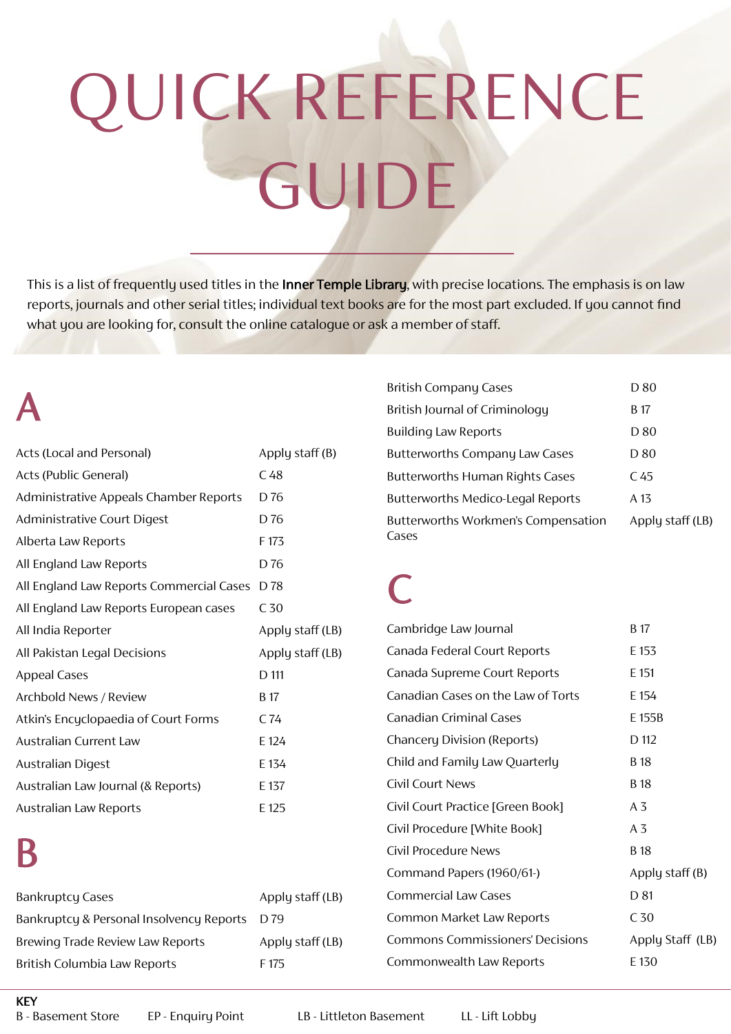# QUICK REFERENCE GUIDE

This is a list of frequently used titles in the **Inner Temple Library**, with precise locations. The emphasis is on law reports, journals and other serial titles; individual text books are for the most part excluded. If you cannot find what you are looking for, consult the online catalogue or ask a member of staff.

## A

| Title | Location |
|---|---|
| Acts (Local and Personal) | Apply staff (B) |
| Acts (Public General) | C 48 |
| Administrative Appeals Chamber Reports | D 76 |
| Administrative Court Digest | D 76 |
| Alberta Law Reports | F 173 |
| All England Law Reports | D 76 |
| All England Law Reports Commercial Cases | D 78 |
| All England Law Reports European cases | C 30 |
| All India Reporter | Apply staff (LB) |
| All Pakistan Legal Decisions | Apply staff (LB) |
| Appeal Cases | D 111 |
| Archbold News / Review | B 17 |
| Atkin's Encyclopaedia of Court Forms | C 74 |
| Australian Current Law | E 124 |
| Australian Digest | E 134 |
| Australian Law Journal (& Reports) | E 137 |
| Australian Law Reports | E 125 |

## B

| Title | Location |
|---|---|
| Bankruptcy Cases | Apply staff (LB) |
| Bankruptcy & Personal Insolvency Reports | D 79 |
| Brewing Trade Review Law Reports | Apply staff (LB) |
| British Columbia Law Reports | F 175 |
| British Company Cases | D 80 |
| British Journal of Criminology | B 17 |
| Building Law Reports | D 80 |
| Butterworths Company Law Cases | D 80 |
| Butterworths Human Rights Cases | C 45 |
| Butterworths Medico-Legal Reports | A 13 |
| Butterworths Workmen's Compensation Cases | Apply staff (LB) |

## C

| Title | Location |
|---|---|
| Cambridge Law Journal | B 17 |
| Canada Federal Court Reports | E 153 |
| Canada Supreme Court Reports | E 151 |
| Canadian Cases on the Law of Torts | E 154 |
| Canadian Criminal Cases | E 155B |
| Chancery Division (Reports) | D 112 |
| Child and Family Law Quarterly | B 18 |
| Civil Court News | B 18 |
| Civil Court Practice [Green Book] | A 3 |
| Civil Procedure [White Book] | A 3 |
| Civil Procedure News | B 18 |
| Command Papers (1960/61-) | Apply staff (B) |
| Commercial Law Cases | D 81 |
| Common Market Law Reports | C 30 |
| Commons Commissioners' Decisions | Apply Staff (LB) |
| Commonwealth Law Reports | E 130 |

**KEY**
B - Basement Store   EP - Enquiry Point   LB - Littleton Basement   LL - Lift Lobby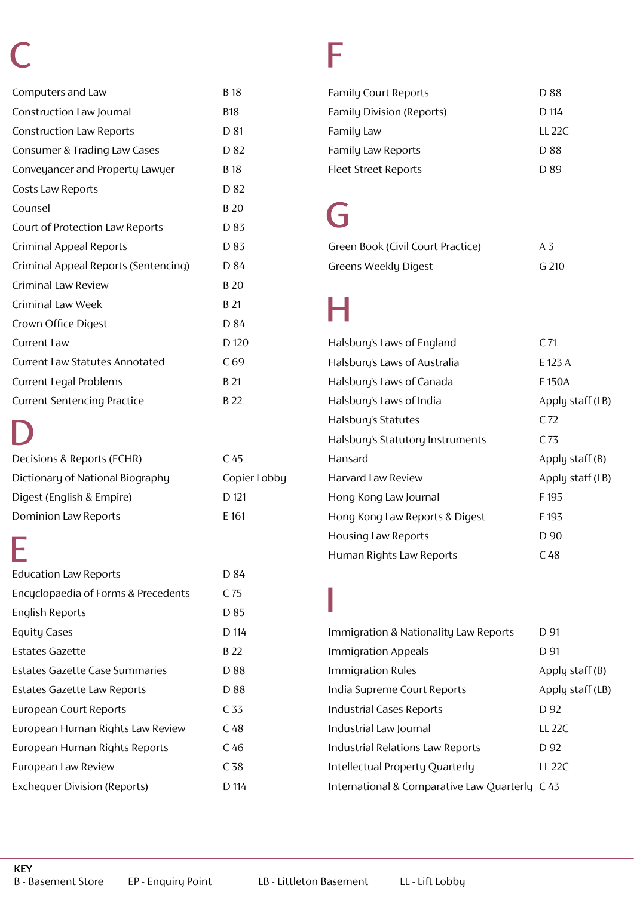# C

| | |
|---|---|
| Computers and Law | B 18 |
| Construction Law Journal | B18 |
| Construction Law Reports | D 81 |
| Consumer & Trading Law Cases | D 82 |
| Conveyancer and Property Lawyer | B 18 |
| Costs Law Reports | D 82 |
| Counsel | B 20 |
| Court of Protection Law Reports | D 83 |
| Criminal Appeal Reports | D 83 |
| Criminal Appeal Reports (Sentencing) | D 84 |
| Criminal Law Review | B 20 |
| Criminal Law Week | B 21 |
| Crown Office Digest | D 84 |
| Current Law | D 120 |
| Current Law Statutes Annotated | C 69 |
| Current Legal Problems | B 21 |
| Current Sentencing Practice | B 22 |

# D

| | |
|---|---|
| Decisions & Reports (ECHR) | C 45 |
| Dictionary of National Biography | Copier Lobby |
| Digest (English & Empire) | D 121 |
| Dominion Law Reports | E 161 |

# E

| | |
|---|---|
| Education Law Reports | D 84 |
| Encyclopaedia of Forms & Precedents | C 75 |
| English Reports | D 85 |
| Equity Cases | D 114 |
| Estates Gazette | B 22 |
| Estates Gazette Case Summaries | D 88 |
| Estates Gazette Law Reports | D 88 |
| European Court Reports | C 33 |
| European Human Rights Law Review | C 48 |
| European Human Rights Reports | C 46 |
| European Law Review | C 38 |
| Exchequer Division (Reports) | D 114 |

# F

| | |
|---|---|
| Family Court Reports | D 88 |
| Family Division (Reports) | D 114 |
| Family Law | LL 22C |
| Family Law Reports | D 88 |
| Fleet Street Reports | D 89 |

# G

| | |
|---|---|
| Green Book (Civil Court Practice) | A 3 |
| Greens Weekly Digest | G 210 |

# H

| | |
|---|---|
| Halsbury's Laws of England | C 71 |
| Halsbury's Laws of Australia | E 123 A |
| Halsbury's Laws of Canada | E 150A |
| Halsbury's Laws of India | Apply staff (LB) |
| Halsbury's Statutes | C 72 |
| Halsbury's Statutory Instruments | C 73 |
| Hansard | Apply staff (B) |
| Harvard Law Review | Apply staff (LB) |
| Hong Kong Law Journal | F 195 |
| Hong Kong Law Reports & Digest | F 193 |
| Housing Law Reports | D 90 |
| Human Rights Law Reports | C 48 |

# I

| | |
|---|---|
| Immigration & Nationality Law Reports | D 91 |
| Immigration Appeals | D 91 |
| Immigration Rules | Apply staff (B) |
| India Supreme Court Reports | Apply staff (LB) |
| Industrial Cases Reports | D 92 |
| Industrial Law Journal | LL 22C |
| Industrial Relations Law Reports | D 92 |
| Intellectual Property Quarterly | LL 22C |
| International & Comparative Law Quarterly | C 43 |

**KEY**

B - Basement Store EP - Enquiry Point LB - Littleton Basement LL - Lift Lobby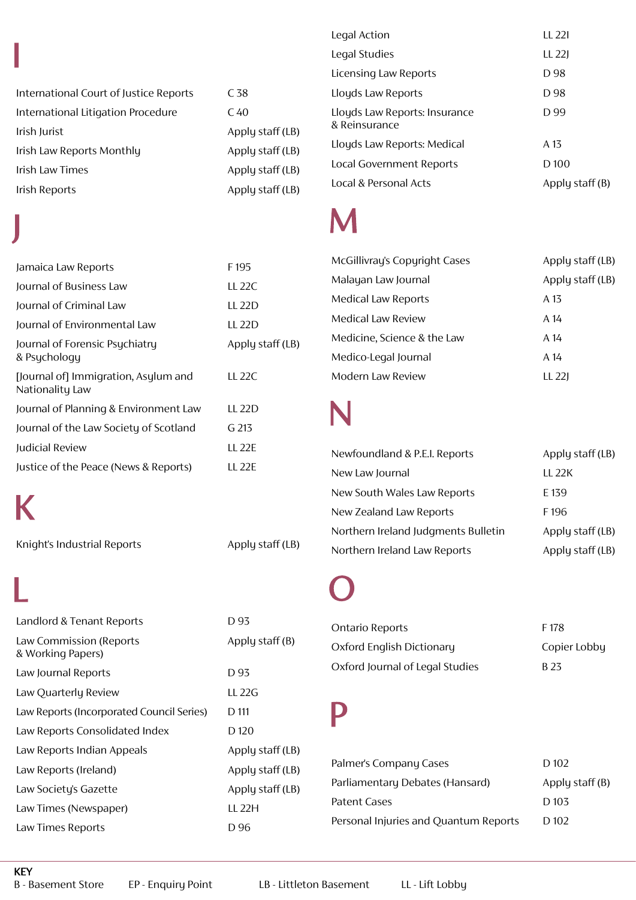# I

| | |
|---|---|
| International Court of Justice Reports | C 38 |
| International Litigation Procedure | C 40 |
| Irish Jurist | Apply staff (LB) |
| Irish Law Reports Monthly | Apply staff (LB) |
| Irish Law Times | Apply staff (LB) |
| Irish Reports | Apply staff (LB) |

# J

| | |
|---|---|
| Jamaica Law Reports | F 195 |
| Journal of Business Law | LL 22C |
| Journal of Criminal Law | LL 22D |
| Journal of Environmental Law | LL 22D |
| Journal of Forensic Psychiatry & Psychology | Apply staff (LB) |
| [Journal of] Immigration, Asylum and Nationality Law | LL 22C |
| Journal of Planning & Environment Law | LL 22D |
| Journal of the Law Society of Scotland | G 213 |
| Judicial Review | LL 22E |
| Justice of the Peace (News & Reports) | LL 22E |

# K

| | |
|---|---|
| Knight's Industrial Reports | Apply staff (LB) |

# L

| | |
|---|---|
| Landlord & Tenant Reports | D 93 |
| Law Commission (Reports & Working Papers) | Apply staff (B) |
| Law Journal Reports | D 93 |
| Law Quarterly Review | LL 22G |
| Law Reports (Incorporated Council Series) | D 111 |
| Law Reports Consolidated Index | D 120 |
| Law Reports Indian Appeals | Apply staff (LB) |
| Law Reports (Ireland) | Apply staff (LB) |
| Law Society's Gazette | Apply staff (LB) |
| Law Times (Newspaper) | LL 22H |
| Law Times Reports | D 96 |
| Legal Action | LL 22I |
| Legal Studies | LL 22J |
| Licensing Law Reports | D 98 |
| Lloyds Law Reports | D 98 |
| Lloyds Law Reports: Insurance & Reinsurance | D 99 |
| Lloyds Law Reports: Medical | A 13 |
| Local Government Reports | D 100 |
| Local & Personal Acts | Apply staff (B) |

# M

| | |
|---|---|
| McGillivray's Copyright Cases | Apply staff (LB) |
| Malayan Law Journal | Apply staff (LB) |
| Medical Law Reports | A 13 |
| Medical Law Review | A 14 |
| Medicine, Science & the Law | A 14 |
| Medico-Legal Journal | A 14 |
| Modern Law Review | LL 22J |

# N

| | |
|---|---|
| Newfoundland & P.E.I. Reports | Apply staff (LB) |
| New Law Journal | LL 22K |
| New South Wales Law Reports | E 139 |
| New Zealand Law Reports | F 196 |
| Northern Ireland Judgments Bulletin | Apply staff (LB) |
| Northern Ireland Law Reports | Apply staff (LB) |

# O

| | |
|---|---|
| Ontario Reports | F 178 |
| Oxford English Dictionary | Copier Lobby |
| Oxford Journal of Legal Studies | B 23 |

# P

| | |
|---|---|
| Palmer's Company Cases | D 102 |
| Parliamentary Debates (Hansard) | Apply staff (B) |
| Patent Cases | D 103 |
| Personal Injuries and Quantum Reports | D 102 |

**KEY**
B - Basement Store    EP - Enquiry Point    LB - Littleton Basement    LL - Lift Lobby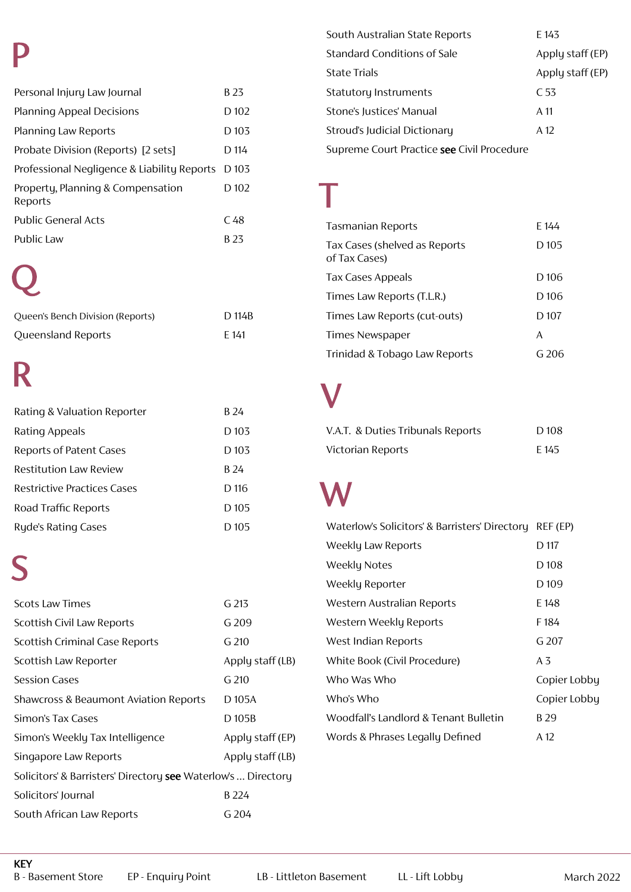# P

| | |
|---|---|
| Personal Injury Law Journal | B 23 |
| Planning Appeal Decisions | D 102 |
| Planning Law Reports | D 103 |
| Probate Division (Reports) [2 sets] | D 114 |
| Professional Negligence & Liability Reports | D 103 |
| Property, Planning & Compensation Reports | D 102 |
| Public General Acts | C 48 |
| Public Law | B 23 |

# Q

| | |
|---|---|
| Queen's Bench Division (Reports) | D 114B |
| Queensland Reports | E 141 |

# R

| | |
|---|---|
| Rating & Valuation Reporter | B 24 |
| Rating Appeals | D 103 |
| Reports of Patent Cases | D 103 |
| Restitution Law Review | B 24 |
| Restrictive Practices Cases | D 116 |
| Road Traffic Reports | D 105 |
| Ryde's Rating Cases | D 105 |

# S

| | |
|---|---|
| Scots Law Times | G 213 |
| Scottish Civil Law Reports | G 209 |
| Scottish Criminal Case Reports | G 210 |
| Scottish Law Reporter | Apply staff (LB) |
| Session Cases | G 210 |
| Shawcross & Beaumont Aviation Reports | D 105A |
| Simon's Tax Cases | D 105B |
| Simon's Weekly Tax Intelligence | Apply staff (EP) |
| Singapore Law Reports | Apply staff (LB) |
| Solicitors' & Barristers' Directory **see** Waterlow's ... Directory | |
| Solicitors' Journal | B 224 |
| South African Law Reports | G 204 |
| South Australian State Reports | E 143 |
| Standard Conditions of Sale | Apply staff (EP) |
| State Trials | Apply staff (EP) |
| Statutory Instruments | C 53 |
| Stone's Justices' Manual | A 11 |
| Stroud's Judicial Dictionary | A 12 |
| Supreme Court Practice **see** Civil Procedure | |

# T

| | |
|---|---|
| Tasmanian Reports | E 144 |
| Tax Cases (shelved as Reports of Tax Cases) | D 105 |
| Tax Cases Appeals | D 106 |
| Times Law Reports (T.L.R.) | D 106 |
| Times Law Reports (cut-outs) | D 107 |
| Times Newspaper | A |
| Trinidad & Tobago Law Reports | G 206 |

# V

| | |
|---|---|
| V.A.T. & Duties Tribunals Reports | D 108 |
| Victorian Reports | E 145 |

# W

| | |
|---|---|
| Waterlow's Solicitors' & Barristers' Directory | REF (EP) |
| Weekly Law Reports | D 117 |
| Weekly Notes | D 108 |
| Weekly Reporter | D 109 |
| Western Australian Reports | E 148 |
| Western Weekly Reports | F 184 |
| West Indian Reports | G 207 |
| White Book (Civil Procedure) | A 3 |
| Who Was Who | Copier Lobby |
| Who's Who | Copier Lobby |
| Woodfall's Landlord & Tenant Bulletin | B 29 |
| Words & Phrases Legally Defined | A 12 |

**KEY**
B - Basement Store  EP - Enquiry Point  LB - Littleton Basement  LL - Lift Lobby

March 2022